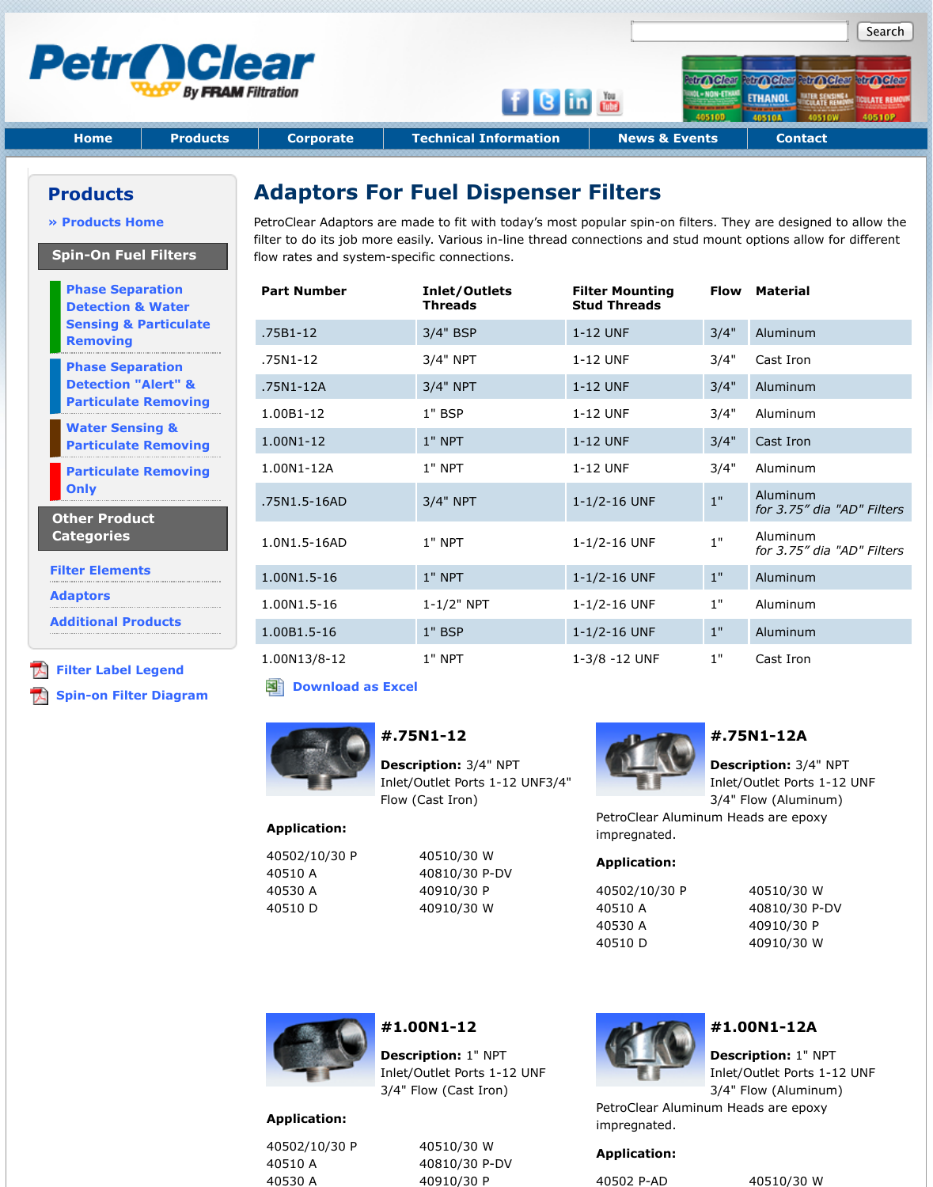PetroClear By FRAM Filtration

Search

Home | Products | Corporate | Technical Information | News & Events | Contact

## Products

» Products Home

**Spin-On Fuel Filters**

- Phase Separation Detection & Water Sensing & Particulate Removing
- Phase Separation Detection "Alert" & Particulate Removing
- Water Sensing & Particulate Removing
- Particulate Removing Only

**Other Product Categories**

- Filter Elements
- Adaptors
- Additional Products

Filter Label Legend

Spin-on Filter Diagram

# Adaptors For Fuel Dispenser Filters

PetroClear Adaptors are made to fit with today's most popular spin-on filters. They are designed to allow the filter to do its job more easily. Various in-line thread connections and stud mount options allow for different flow rates and system-specific connections.

| Part Number | Inlet/Outlets Threads | Filter Mounting Stud Threads | Flow | Material |
|---|---|---|---|---|
| .75B1-12 | 3/4" BSP | 1-12 UNF | 3/4" | Aluminum |
| .75N1-12 | 3/4" NPT | 1-12 UNF | 3/4" | Cast Iron |
| .75N1-12A | 3/4" NPT | 1-12 UNF | 3/4" | Aluminum |
| 1.00B1-12 | 1" BSP | 1-12 UNF | 3/4" | Aluminum |
| 1.00N1-12 | 1" NPT | 1-12 UNF | 3/4" | Cast Iron |
| 1.00N1-12A | 1" NPT | 1-12 UNF | 3/4" | Aluminum |
| .75N1.5-16AD | 3/4" NPT | 1-1/2-16 UNF | 1" | Aluminum *for 3.75" dia "AD" Filters* |
| 1.0N1.5-16AD | 1" NPT | 1-1/2-16 UNF | 1" | Aluminum *for 3.75" dia "AD" Filters* |
| 1.00N1.5-16 | 1" NPT | 1-1/2-16 UNF | 1" | Aluminum |
| 1.00N1.5-16 | 1-1/2" NPT | 1-1/2-16 UNF | 1" | Aluminum |
| 1.00B1.5-16 | 1" BSP | 1-1/2-16 UNF | 1" | Aluminum |
| 1.00N13/8-12 | 1" NPT | 1-3/8 -12 UNF | 1" | Cast Iron |

Download as Excel

### #.75N1-12

**Description:** 3/4" NPT Inlet/Outlet Ports 1-12 UNF3/4" Flow (Cast Iron)

**Application:**

| | |
|---|---|
| 40502/10/30 P | 40510/30 W |
| 40510 A | 40810/30 P-DV |
| 40530 A | 40910/30 P |
| 40510 D | 40910/30 W |

### #.75N1-12A

**Description:** 3/4" NPT Inlet/Outlet Ports 1-12 UNF 3/4" Flow (Aluminum)

PetroClear Aluminum Heads are epoxy impregnated.

**Application:**

| | |
|---|---|
| 40502/10/30 P | 40510/30 W |
| 40510 A | 40810/30 P-DV |
| 40530 A | 40910/30 P |
| 40510 D | 40910/30 W |

### #1.00N1-12

**Description:** 1" NPT Inlet/Outlet Ports 1-12 UNF 3/4" Flow (Cast Iron)

**Application:**

| | |
|---|---|
| 40502/10/30 P | 40510/30 W |
| 40510 A | 40810/30 P-DV |
| 40530 A | 40910/30 P |

### #1.00N1-12A

**Description:** 1" NPT Inlet/Outlet Ports 1-12 UNF 3/4" Flow (Aluminum)

PetroClear Aluminum Heads are epoxy impregnated.

**Application:**

| | |
|---|---|
| 40502 P-AD | 40510/30 W |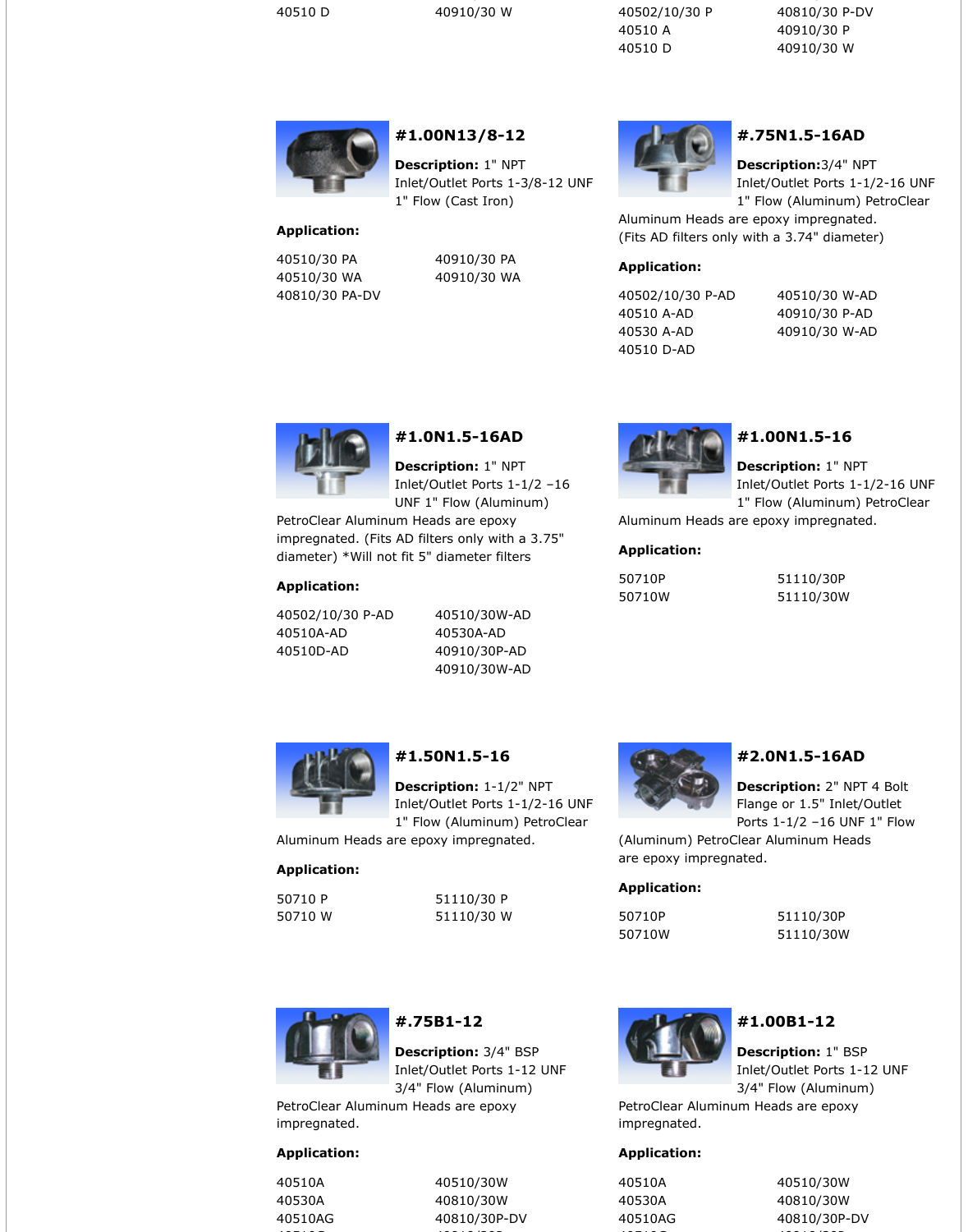40510 D

40910/30 W

40502/10/30 P
40510 A
40510 D

40810/30 P-DV
40910/30 P
40910/30 W

### #1.00N13/8-12

**Description:** 1" NPT Inlet/Outlet Ports 1-3/8-12 UNF 1" Flow (Cast Iron)

**Application:**

| | |
|---|---|
| 40510/30 PA | 40910/30 PA |
| 40510/30 WA | 40910/30 WA |
| 40810/30 PA-DV | |

### #.75N1.5-16AD

**Description:** 3/4" NPT Inlet/Outlet Ports 1-1/2-16 UNF 1" Flow (Aluminum) PetroClear Aluminum Heads are epoxy impregnated. (Fits AD filters only with a 3.74" diameter)

**Application:**

| | |
|---|---|
| 40502/10/30 P-AD | 40510/30 W-AD |
| 40510 A-AD | 40910/30 P-AD |
| 40530 A-AD | 40910/30 W-AD |
| 40510 D-AD | |

### #1.0N1.5-16AD

**Description:** 1" NPT Inlet/Outlet Ports 1-1/2 –16 UNF 1" Flow (Aluminum) PetroClear Aluminum Heads are epoxy impregnated. (Fits AD filters only with a 3.75" diameter) *Will not fit 5" diameter filters

**Application:**

| | |
|---|---|
| 40502/10/30 P-AD | 40510/30W-AD |
| 40510A-AD | 40530A-AD |
| 40510D-AD | 40910/30P-AD |
| | 40910/30W-AD |

### #1.00N1.5-16

**Description:** 1" NPT Inlet/Outlet Ports 1-1/2-16 UNF 1" Flow (Aluminum) PetroClear Aluminum Heads are epoxy impregnated.

**Application:**

| | |
|---|---|
| 50710P | 51110/30P |
| 50710W | 51110/30W |

### #1.50N1.5-16

**Description:** 1-1/2" NPT Inlet/Outlet Ports 1-1/2-16 UNF 1" Flow (Aluminum) PetroClear Aluminum Heads are epoxy impregnated.

**Application:**

| | |
|---|---|
| 50710 P | 51110/30 P |
| 50710 W | 51110/30 W |

### #2.0N1.5-16AD

**Description:** 2" NPT 4 Bolt Flange or 1.5" Inlet/Outlet Ports 1-1/2 –16 UNF 1" Flow (Aluminum) PetroClear Aluminum Heads are epoxy impregnated.

**Application:**

| | |
|---|---|
| 50710P | 51110/30P |
| 50710W | 51110/30W |

### #.75B1-12

**Description:** 3/4" BSP Inlet/Outlet Ports 1-12 UNF 3/4" Flow (Aluminum) PetroClear Aluminum Heads are epoxy impregnated.

**Application:**

| | |
|---|---|
| 40510A | 40510/30W |
| 40530A | 40810/30W |
| 40510AG | 40810/30P-DV |

### #1.00B1-12

**Description:** 1" BSP Inlet/Outlet Ports 1-12 UNF 3/4" Flow (Aluminum) PetroClear Aluminum Heads are epoxy impregnated.

**Application:**

| | |
|---|---|
| 40510A | 40510/30W |
| 40530A | 40810/30W |
| 40510AG | 40810/30P-DV |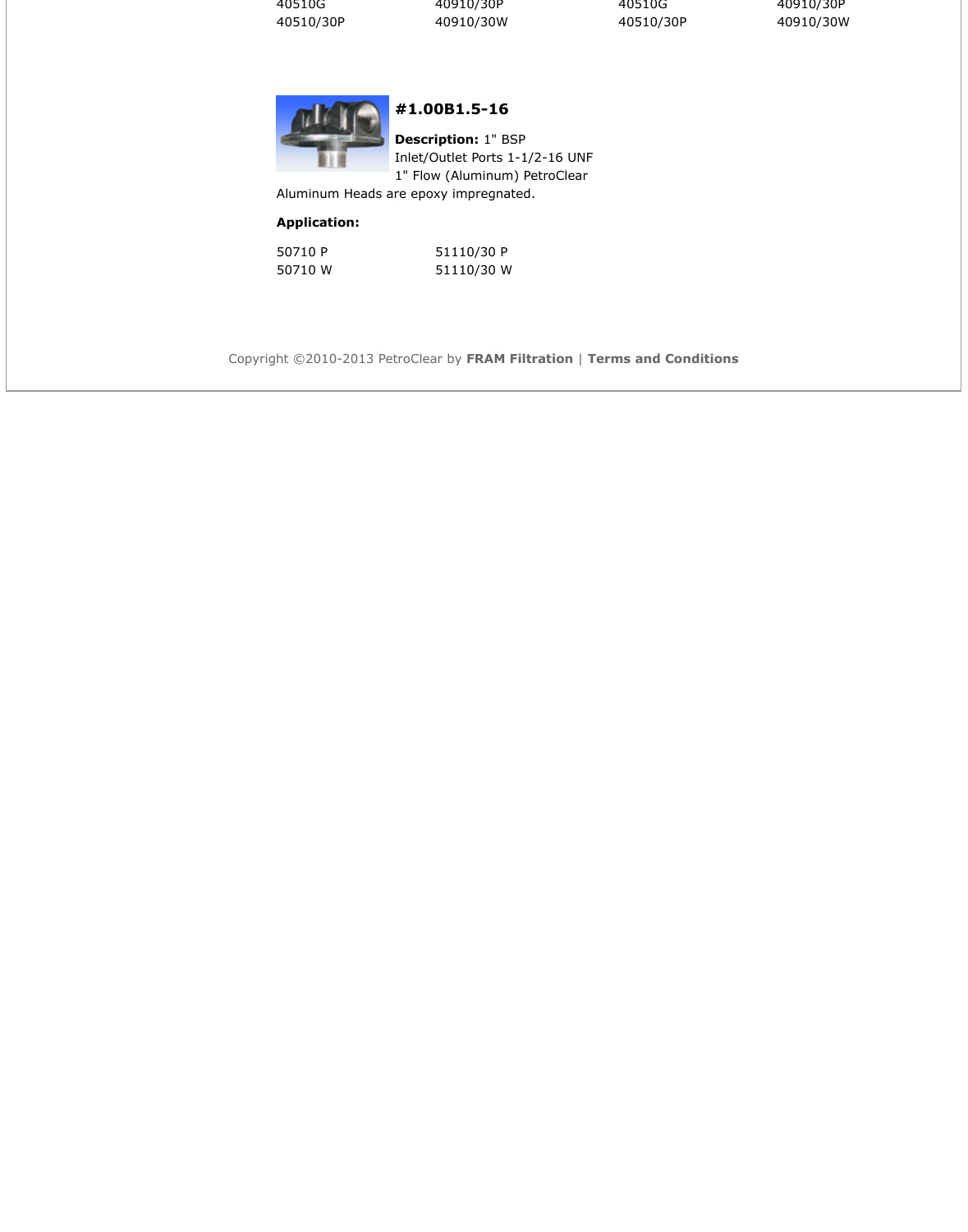| | | | |
|---|---|---|---|
| 40510G | 40910/30P | 40510G | 40910/30P |
| 40510/30P | 40910/30W | 40510/30P | 40910/30W |

### #1.00B1.5-16

**Description:** 1" BSP Inlet/Outlet Ports 1-1/2-16 UNF 1" Flow (Aluminum) PetroClear Aluminum Heads are epoxy impregnated.

**Application:**

| | |
|---|---|
| 50710 P | 51110/30 P |
| 50710 W | 51110/30 W |

Copyright ©2010-2013 PetroClear by **FRAM Filtration** | **Terms and Conditions**